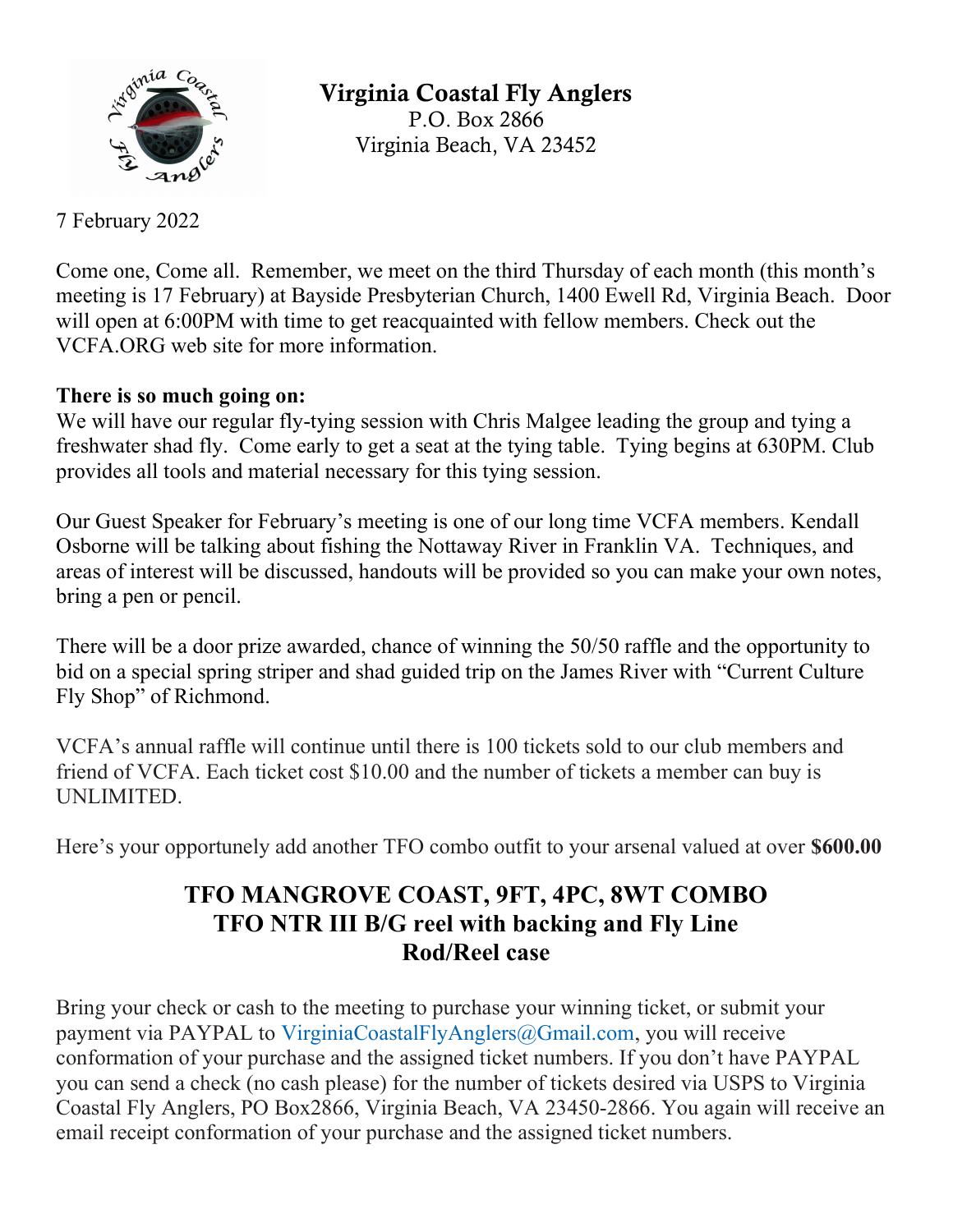# Virginia Coastal Fly Anglers

P.O. Box 2866
Virginia Beach, VA 23452

7 February 2022

Come one, Come all. Remember, we meet on the third Thursday of each month (this month's meeting is 17 February) at Bayside Presbyterian Church, 1400 Ewell Rd, Virginia Beach. Door will open at 6:00PM with time to get reacquainted with fellow members. Check out the VCFA.ORG web site for more information.

**There is so much going on:**
We will have our regular fly-tying session with Chris Malgee leading the group and tying a freshwater shad fly. Come early to get a seat at the tying table. Tying begins at 630PM. Club provides all tools and material necessary for this tying session.

Our Guest Speaker for February's meeting is one of our long time VCFA members. Kendall Osborne will be talking about fishing the Nottaway River in Franklin VA. Techniques, and areas of interest will be discussed, handouts will be provided so you can make your own notes, bring a pen or pencil.

There will be a door prize awarded, chance of winning the 50/50 raffle and the opportunity to bid on a special spring striper and shad guided trip on the James River with "Current Culture Fly Shop" of Richmond.

VCFA's annual raffle will continue until there is 100 tickets sold to our club members and friend of VCFA. Each ticket cost $10.00 and the number of tickets a member can buy is UNLIMITED.

Here's your opportunely add another TFO combo outfit to your arsenal valued at over **$600.00**

## TFO MANGROVE COAST, 9FT, 4PC, 8WT COMBO
## TFO NTR III B/G reel with backing and Fly Line
## Rod/Reel case

Bring your check or cash to the meeting to purchase your winning ticket, or submit your payment via PAYPAL to VirginiaCoastalFlyAnglers@Gmail.com, you will receive conformation of your purchase and the assigned ticket numbers. If you don't have PAYPAL you can send a check (no cash please) for the number of tickets desired via USPS to Virginia Coastal Fly Anglers, PO Box2866, Virginia Beach, VA 23450-2866. You again will receive an email receipt conformation of your purchase and the assigned ticket numbers.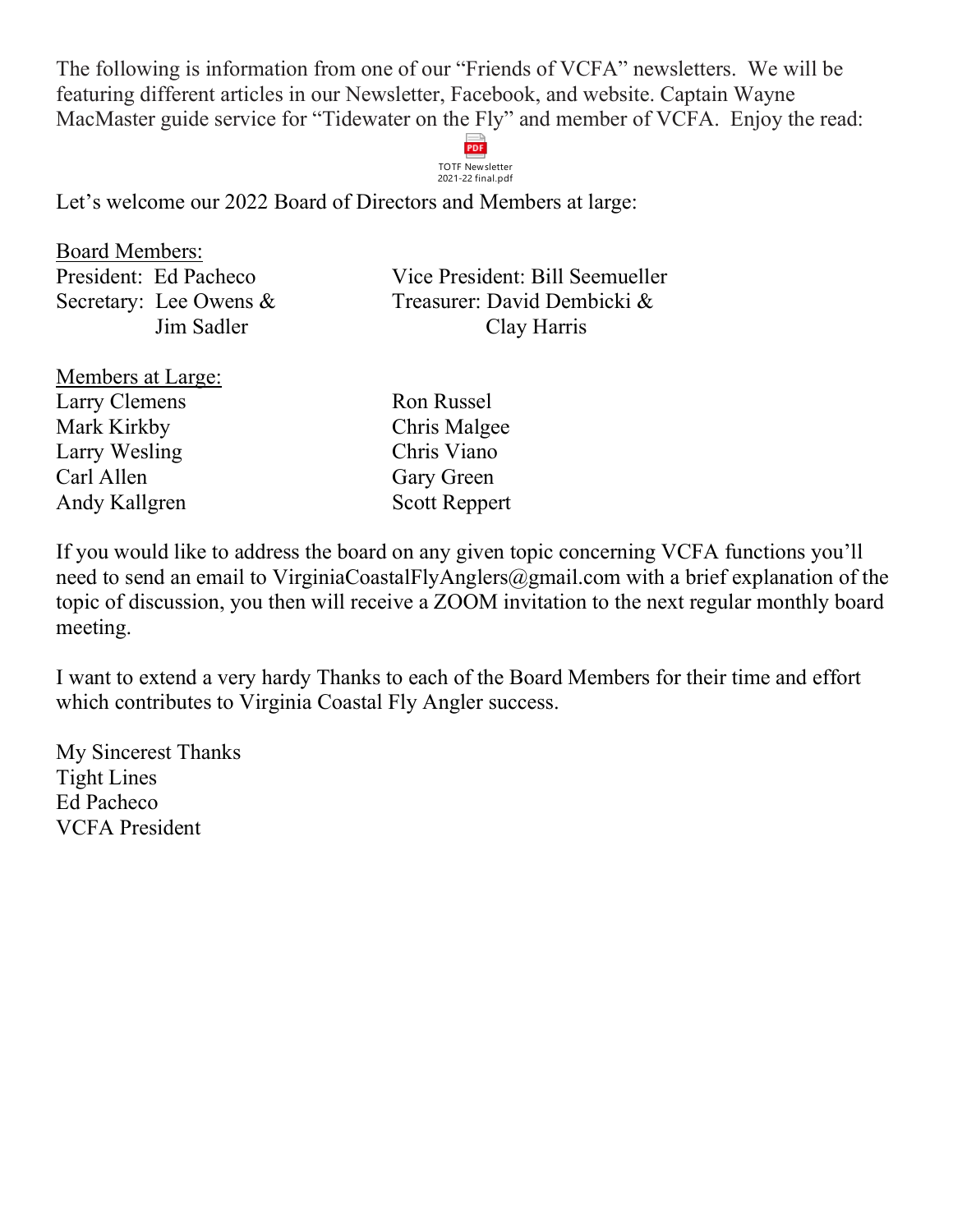The following is information from one of our "Friends of VCFA" newsletters. We will be featuring different articles in our Newsletter, Facebook, and website. Captain Wayne MacMaster guide service for "Tidewater on the Fly" and member of VCFA. Enjoy the read:

TOTF Newsletter 2021-22 final.pdf

Let's welcome our 2022 Board of Directors and Members at large:

Board Members:

President: Ed Pacheco

Vice President: Bill Seemueller

Secretary: Lee Owens & Jim Sadler

Treasurer: David Dembicki & Clay Harris

Members at Large:

Larry Clemens
Ron Russel
Mark Kirkby
Chris Malgee
Larry Wesling
Chris Viano
Carl Allen
Gary Green
Andy Kallgren
Scott Reppert

If you would like to address the board on any given topic concerning VCFA functions you'll need to send an email to VirginiaCoastalFlyAnglers@gmail.com with a brief explanation of the topic of discussion, you then will receive a ZOOM invitation to the next regular monthly board meeting.

I want to extend a very hardy Thanks to each of the Board Members for their time and effort which contributes to Virginia Coastal Fly Angler success.

My Sincerest Thanks
Tight Lines
Ed Pacheco
VCFA President